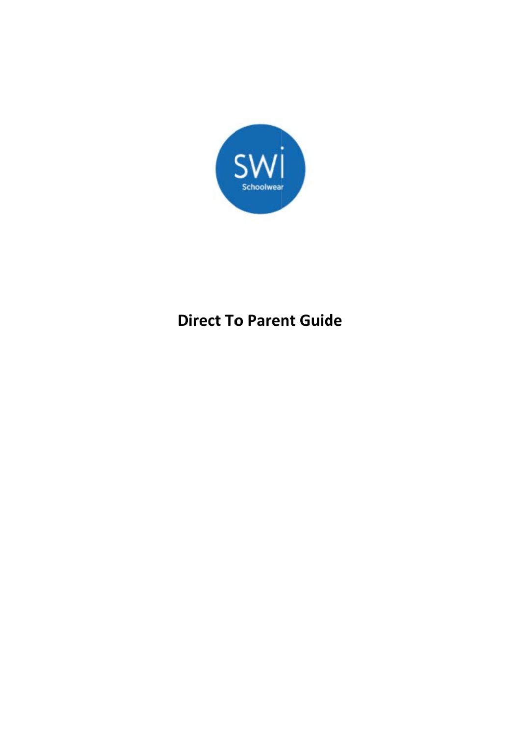SWi

Schoolwear

# Direct To Parent Guide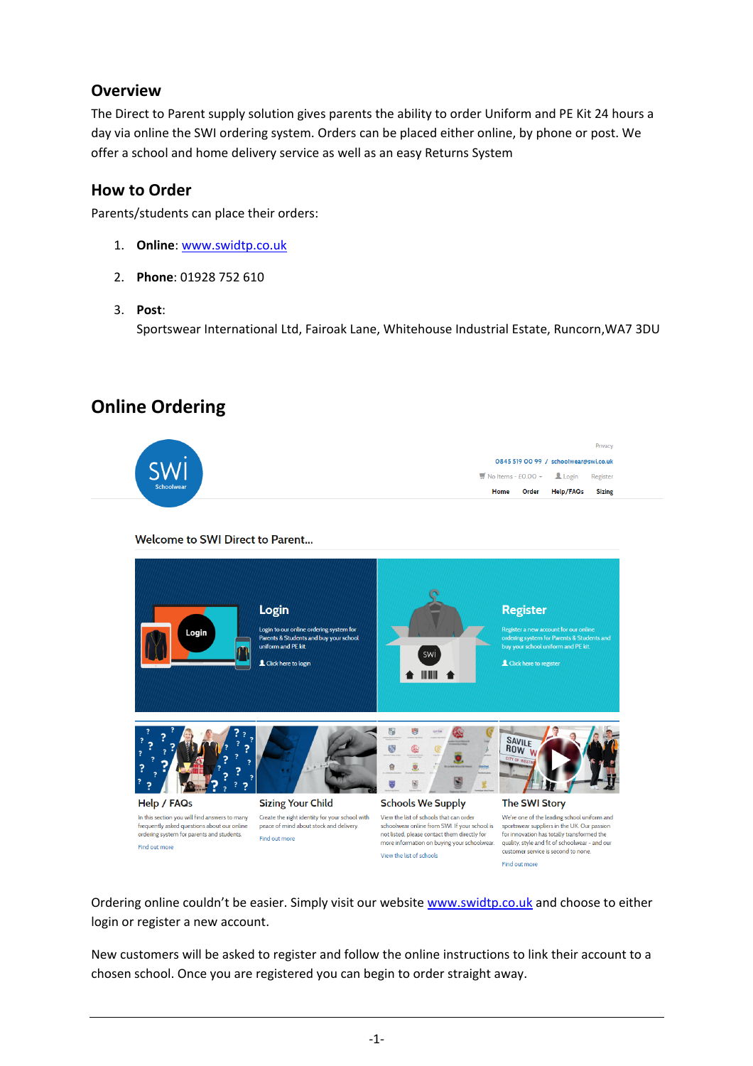## Overview

The Direct to Parent supply solution gives parents the ability to order Uniform and PE Kit 24 hours a day via online the SWI ordering system. Orders can be placed either online, by phone or post. We offer a school and home delivery service as well as an easy Returns System

## How to Order

Parents/students can place their orders:

1. **Online**: www.swidtp.co.uk
2. **Phone**: 01928 752 610
3. **Post**:
   Sportswear International Ltd, Fairoak Lane, Whitehouse Industrial Estate, Runcorn,WA7 3DU

# Online Ordering

Ordering online couldn't be easier. Simply visit our website www.swidtp.co.uk and choose to either login or register a new account.

New customers will be asked to register and follow the online instructions to link their account to a chosen school. Once you are registered you can begin to order straight away.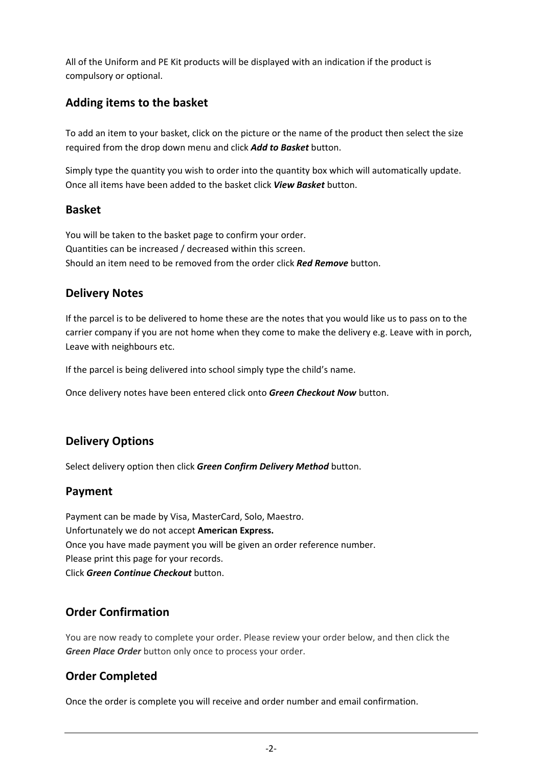All of the Uniform and PE Kit products will be displayed with an indication if the product is compulsory or optional.

## Adding items to the basket

To add an item to your basket, click on the picture or the name of the product then select the size required from the drop down menu and click ***Add to Basket*** button.

Simply type the quantity you wish to order into the quantity box which will automatically update. Once all items have been added to the basket click ***View Basket*** button.

## Basket

You will be taken to the basket page to confirm your order.
Quantities can be increased / decreased within this screen.
Should an item need to be removed from the order click ***Red Remove*** button.

## Delivery Notes

If the parcel is to be delivered to home these are the notes that you would like us to pass on to the carrier company if you are not home when they come to make the delivery e.g. Leave with in porch, Leave with neighbours etc.

If the parcel is being delivered into school simply type the child's name.

Once delivery notes have been entered click onto ***Green Checkout Now*** button.

## Delivery Options

Select delivery option then click ***Green Confirm Delivery Method*** button.

## Payment

Payment can be made by Visa, MasterCard, Solo, Maestro.
Unfortunately we do not accept **American Express.**
Once you have made payment you will be given an order reference number.
Please print this page for your records.
Click ***Green Continue Checkout*** button.

## Order Confirmation

You are now ready to complete your order. Please review your order below, and then click the ***Green Place Order*** button only once to process your order.

## Order Completed

Once the order is complete you will receive and order number and email confirmation.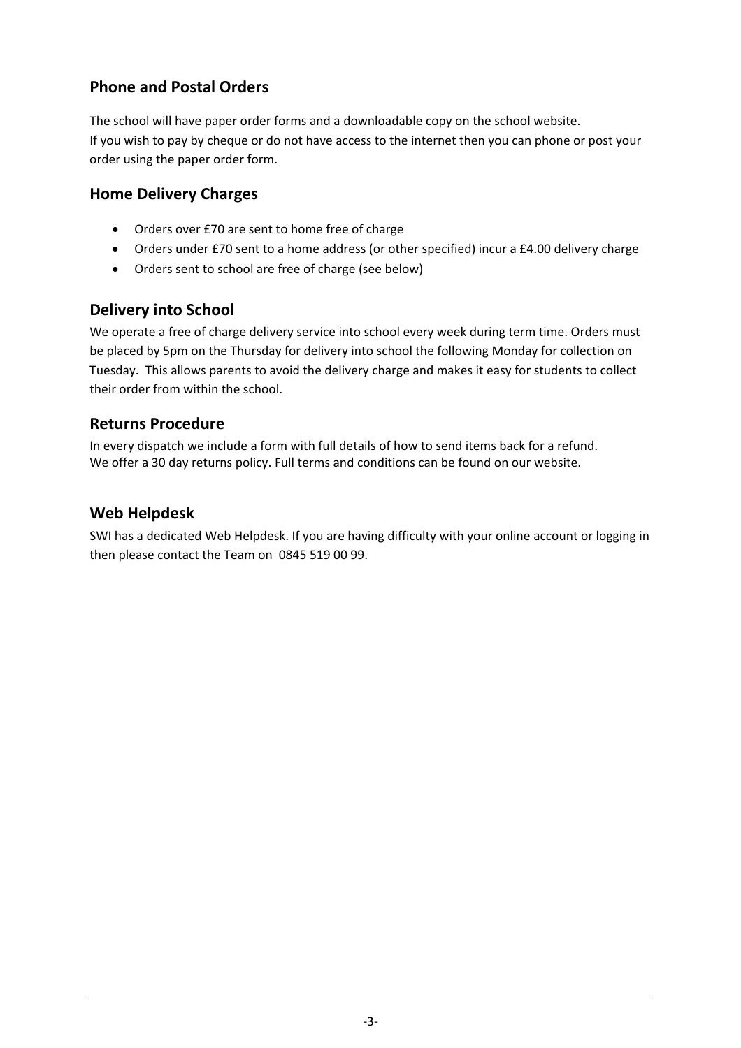## Phone and Postal Orders

The school will have paper order forms and a downloadable copy on the school website.
If you wish to pay by cheque or do not have access to the internet then you can phone or post your order using the paper order form.

## Home Delivery Charges

- Orders over £70 are sent to home free of charge
- Orders under £70 sent to a home address (or other specified) incur a £4.00 delivery charge
- Orders sent to school are free of charge (see below)

## Delivery into School

We operate a free of charge delivery service into school every week during term time. Orders must be placed by 5pm on the Thursday for delivery into school the following Monday for collection on Tuesday. This allows parents to avoid the delivery charge and makes it easy for students to collect their order from within the school.

## Returns Procedure

In every dispatch we include a form with full details of how to send items back for a refund.
We offer a 30 day returns policy. Full terms and conditions can be found on our website.

## Web Helpdesk

SWI has a dedicated Web Helpdesk. If you are having difficulty with your online account or logging in then please contact the Team on 0845 519 00 99.